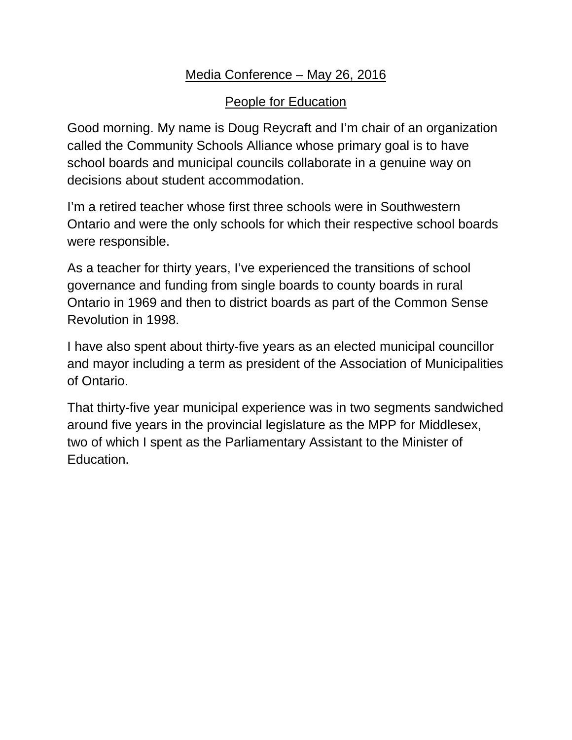Media Conference – May 26, 2016

People for Education

Good morning. My name is Doug Reycraft and I'm chair of an organization called the Community Schools Alliance whose primary goal is to have school boards and municipal councils collaborate in a genuine way on decisions about student accommodation.

I'm a retired teacher whose first three schools were in Southwestern Ontario and were the only schools for which their respective school boards were responsible.

As a teacher for thirty years, I've experienced the transitions of school governance and funding from single boards to county boards in rural Ontario in 1969 and then to district boards as part of the Common Sense Revolution in 1998.

I have also spent about thirty-five years as an elected municipal councillor and mayor including a term as president of the Association of Municipalities of Ontario.

That thirty-five year municipal experience was in two segments sandwiched around five years in the provincial legislature as the MPP for Middlesex, two of which I spent as the Parliamentary Assistant to the Minister of Education.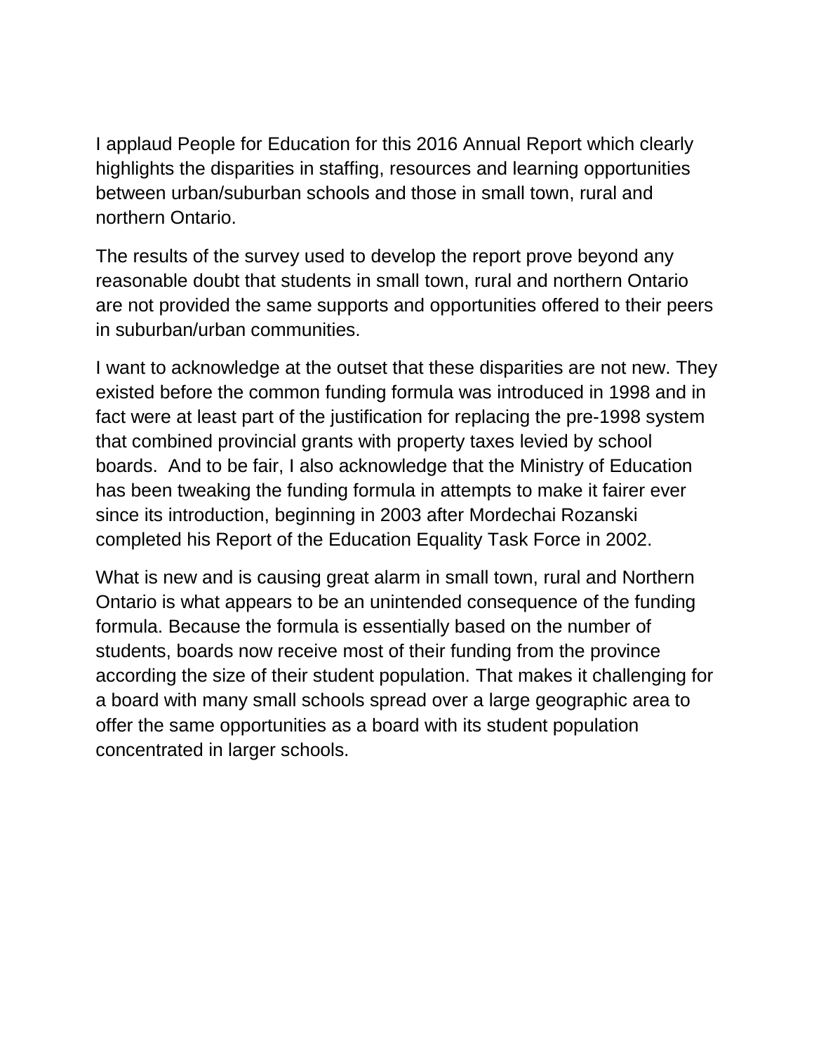I applaud People for Education for this 2016 Annual Report which clearly highlights the disparities in staffing, resources and learning opportunities between urban/suburban schools and those in small town, rural and northern Ontario.

The results of the survey used to develop the report prove beyond any reasonable doubt that students in small town, rural and northern Ontario are not provided the same supports and opportunities offered to their peers in suburban/urban communities.

I want to acknowledge at the outset that these disparities are not new. They existed before the common funding formula was introduced in 1998 and in fact were at least part of the justification for replacing the pre-1998 system that combined provincial grants with property taxes levied by school boards. And to be fair, I also acknowledge that the Ministry of Education has been tweaking the funding formula in attempts to make it fairer ever since its introduction, beginning in 2003 after Mordechai Rozanski completed his Report of the Education Equality Task Force in 2002.

What is new and is causing great alarm in small town, rural and Northern Ontario is what appears to be an unintended consequence of the funding formula. Because the formula is essentially based on the number of students, boards now receive most of their funding from the province according the size of their student population. That makes it challenging for a board with many small schools spread over a large geographic area to offer the same opportunities as a board with its student population concentrated in larger schools.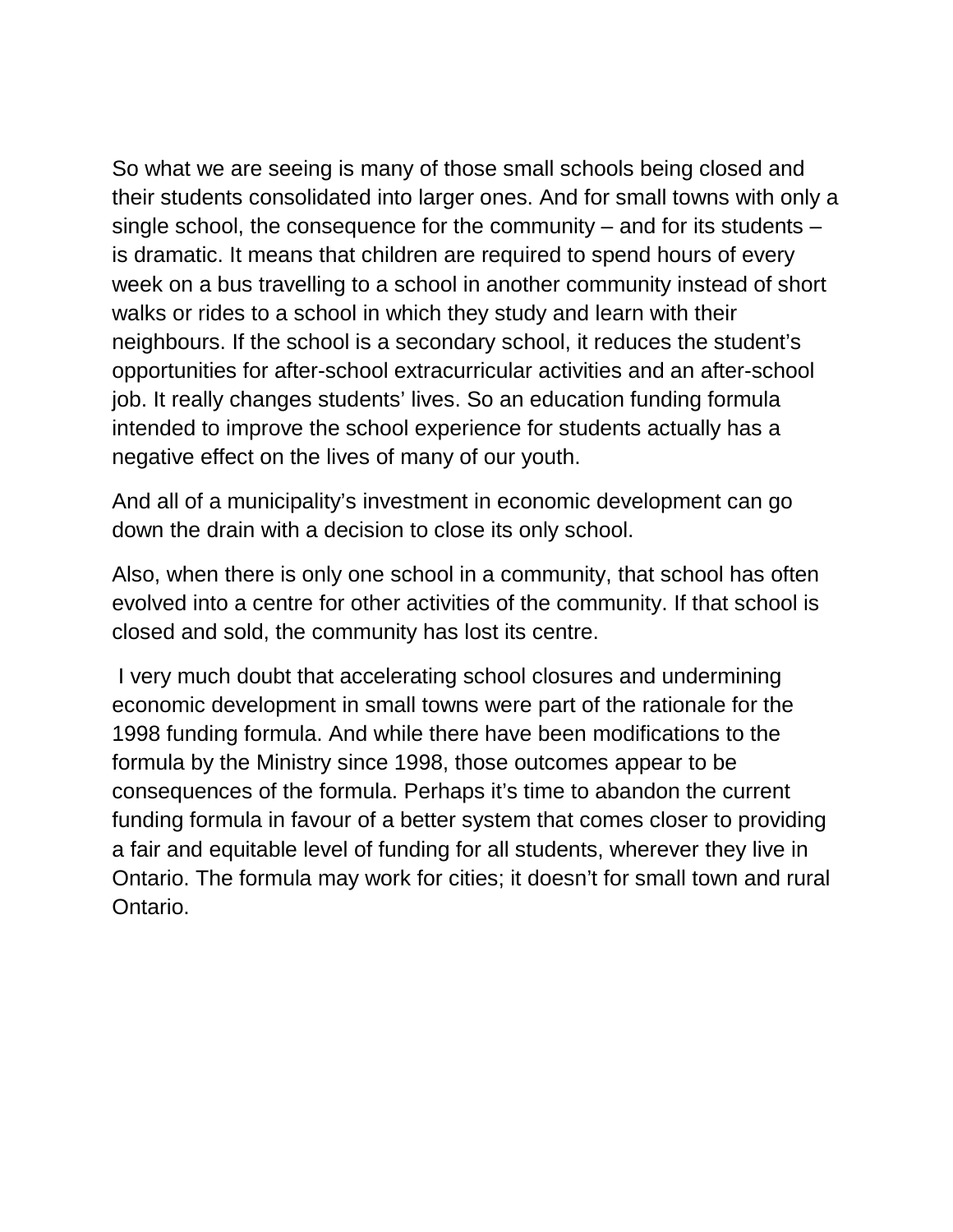So what we are seeing is many of those small schools being closed and their students consolidated into larger ones. And for small towns with only a single school, the consequence for the community – and for its students – is dramatic. It means that children are required to spend hours of every week on a bus travelling to a school in another community instead of short walks or rides to a school in which they study and learn with their neighbours. If the school is a secondary school, it reduces the student's opportunities for after-school extracurricular activities and an after-school job. It really changes students' lives. So an education funding formula intended to improve the school experience for students actually has a negative effect on the lives of many of our youth.

And all of a municipality's investment in economic development can go down the drain with a decision to close its only school.

Also, when there is only one school in a community, that school has often evolved into a centre for other activities of the community. If that school is closed and sold, the community has lost its centre.

I very much doubt that accelerating school closures and undermining economic development in small towns were part of the rationale for the 1998 funding formula. And while there have been modifications to the formula by the Ministry since 1998, those outcomes appear to be consequences of the formula. Perhaps it's time to abandon the current funding formula in favour of a better system that comes closer to providing a fair and equitable level of funding for all students, wherever they live in Ontario. The formula may work for cities; it doesn't for small town and rural Ontario.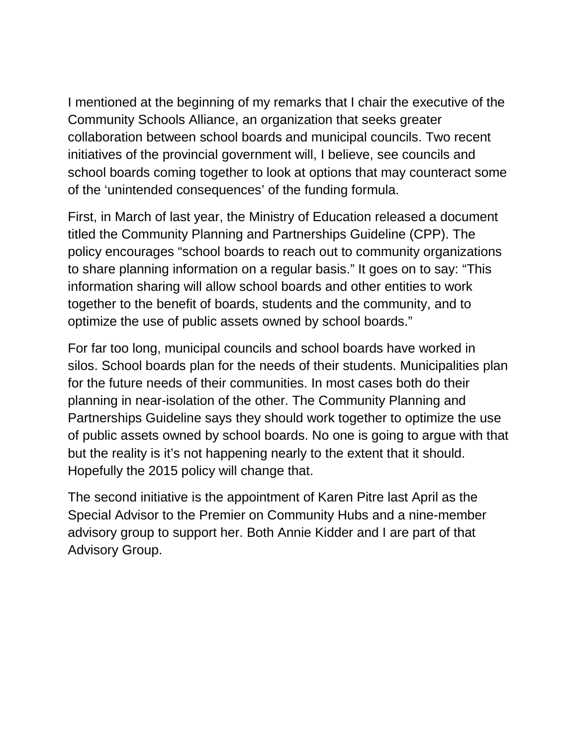I mentioned at the beginning of my remarks that I chair the executive of the Community Schools Alliance, an organization that seeks greater collaboration between school boards and municipal councils. Two recent initiatives of the provincial government will, I believe, see councils and school boards coming together to look at options that may counteract some of the ‘unintended consequences’ of the funding formula.

First, in March of last year, the Ministry of Education released a document titled the Community Planning and Partnerships Guideline (CPP). The policy encourages “school boards to reach out to community organizations to share planning information on a regular basis.” It goes on to say: “This information sharing will allow school boards and other entities to work together to the benefit of boards, students and the community, and to optimize the use of public assets owned by school boards.”

For far too long, municipal councils and school boards have worked in silos. School boards plan for the needs of their students. Municipalities plan for the future needs of their communities. In most cases both do their planning in near-isolation of the other. The Community Planning and Partnerships Guideline says they should work together to optimize the use of public assets owned by school boards. No one is going to argue with that but the reality is it’s not happening nearly to the extent that it should. Hopefully the 2015 policy will change that.

The second initiative is the appointment of Karen Pitre last April as the Special Advisor to the Premier on Community Hubs and a nine-member advisory group to support her. Both Annie Kidder and I are part of that Advisory Group.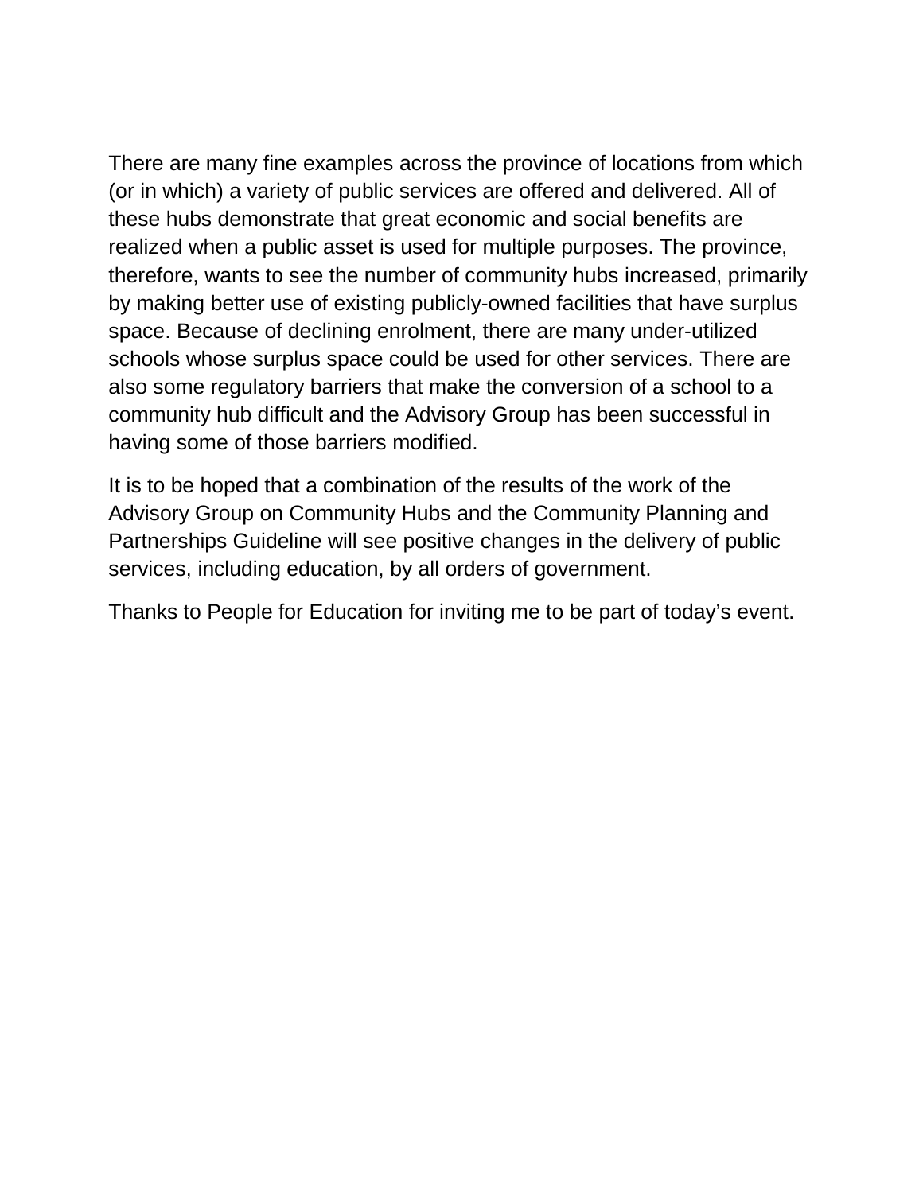There are many fine examples across the province of locations from which (or in which) a variety of public services are offered and delivered. All of these hubs demonstrate that great economic and social benefits are realized when a public asset is used for multiple purposes. The province, therefore, wants to see the number of community hubs increased, primarily by making better use of existing publicly-owned facilities that have surplus space. Because of declining enrolment, there are many under-utilized schools whose surplus space could be used for other services. There are also some regulatory barriers that make the conversion of a school to a community hub difficult and the Advisory Group has been successful in having some of those barriers modified.

It is to be hoped that a combination of the results of the work of the Advisory Group on Community Hubs and the Community Planning and Partnerships Guideline will see positive changes in the delivery of public services, including education, by all orders of government.

Thanks to People for Education for inviting me to be part of today's event.